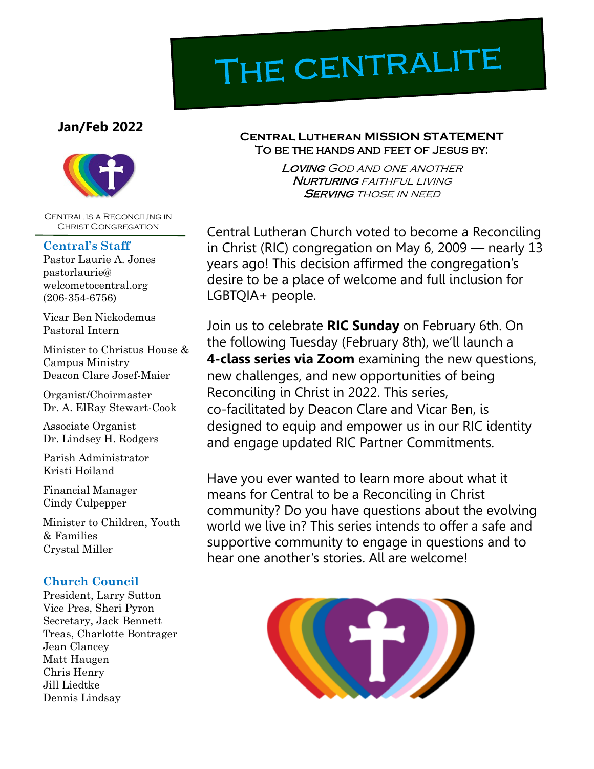# The Centralite

**Jan/Feb 2022**

Central is a Reconciling in Christ Congregation

### Central's Staff

Pastor Laurie A. Jones
pastorlaurie@
welcometocentral.org
(206-354-6756)

Vicar Ben Nickodemus
Pastoral Intern

Minister to Christus House & Campus Ministry
Deacon Clare Josef-Maier

Organist/Choirmaster
Dr. A. ElRay Stewart-Cook

Associate Organist
Dr. Lindsey H. Rodgers

Parish Administrator
Kristi Hoiland

Financial Manager
Cindy Culpepper

Minister to Children, Youth & Families
Crystal Miller

### Church Council

President, Larry Sutton
Vice Pres, Sheri Pyron
Secretary, Jack Bennett
Treas, Charlotte Bontrager
Jean Clancey
Matt Haugen
Chris Henry
Jill Liedtke
Dennis Lindsay

## Central Lutheran MISSION STATEMENT

To be the hands and feet of Jesus by:

*Loving God and one another*
*Nurturing faithful living*
*Serving those in need*

Central Lutheran Church voted to become a Reconciling in Christ (RIC) congregation on May 6, 2009 — nearly 13 years ago! This decision affirmed the congregation's desire to be a place of welcome and full inclusion for LGBTQIA+ people.

Join us to celebrate **RIC Sunday** on February 6th. On the following Tuesday (February 8th), we'll launch a **4-class series via Zoom** examining the new questions, new challenges, and new opportunities of being Reconciling in Christ in 2022. This series, co-facilitated by Deacon Clare and Vicar Ben, is designed to equip and empower us in our RIC identity and engage updated RIC Partner Commitments.

Have you ever wanted to learn more about what it means for Central to be a Reconciling in Christ community? Do you have questions about the evolving world we live in? This series intends to offer a safe and supportive community to engage in questions and to hear one another's stories. All are welcome!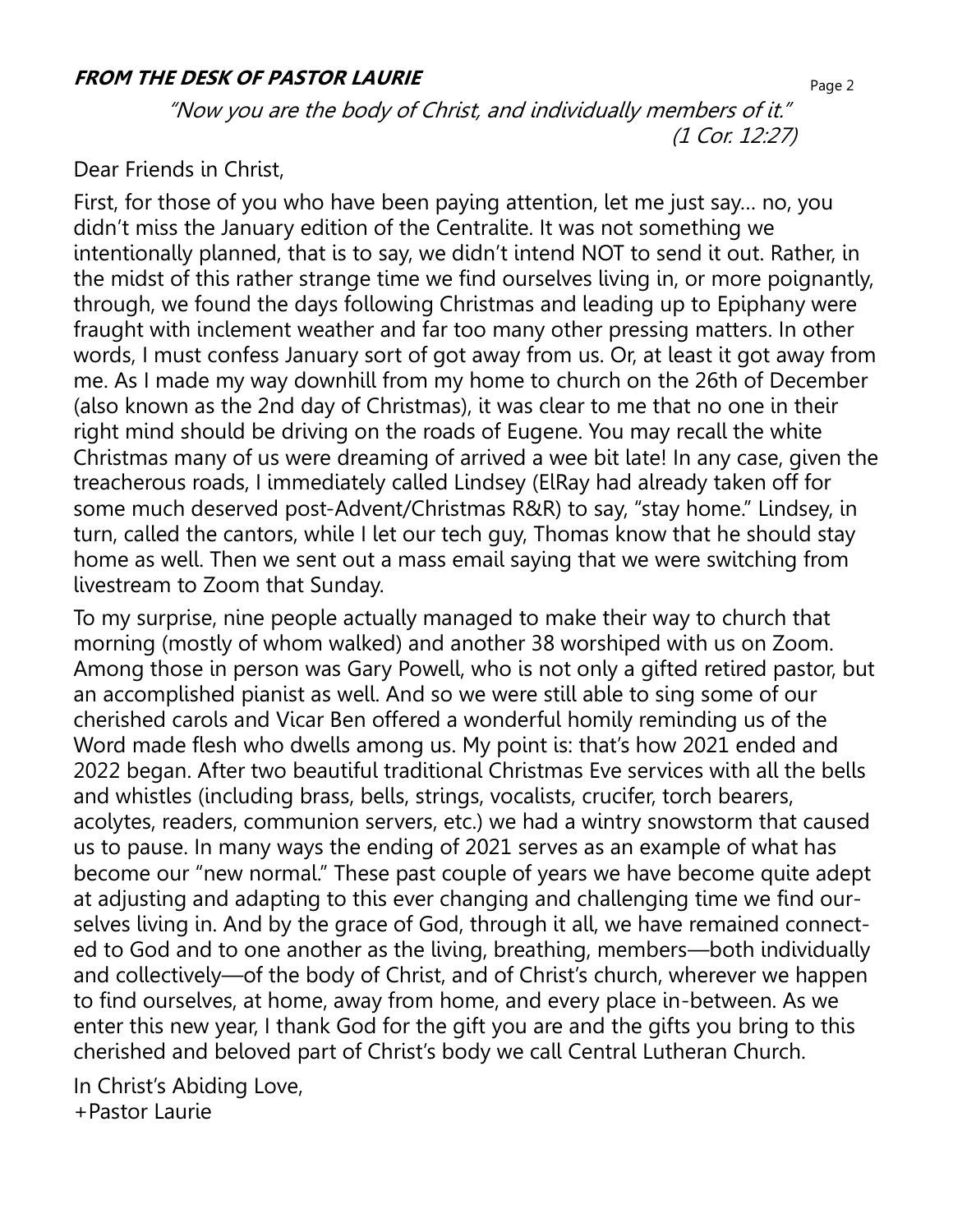## ***FROM THE DESK OF PASTOR LAURIE***

*"Now you are the body of Christ, and individually members of it."*
*(1 Cor. 12:27)*

Dear Friends in Christ,

First, for those of you who have been paying attention, let me just say… no, you didn't miss the January edition of the Centralite. It was not something we intentionally planned, that is to say, we didn't intend NOT to send it out. Rather, in the midst of this rather strange time we find ourselves living in, or more poignantly, through, we found the days following Christmas and leading up to Epiphany were fraught with inclement weather and far too many other pressing matters. In other words, I must confess January sort of got away from us. Or, at least it got away from me. As I made my way downhill from my home to church on the 26th of December (also known as the 2nd day of Christmas), it was clear to me that no one in their right mind should be driving on the roads of Eugene. You may recall the white Christmas many of us were dreaming of arrived a wee bit late! In any case, given the treacherous roads, I immediately called Lindsey (ElRay had already taken off for some much deserved post-Advent/Christmas R&R) to say, "stay home." Lindsey, in turn, called the cantors, while I let our tech guy, Thomas know that he should stay home as well. Then we sent out a mass email saying that we were switching from livestream to Zoom that Sunday.

To my surprise, nine people actually managed to make their way to church that morning (mostly of whom walked) and another 38 worshiped with us on Zoom. Among those in person was Gary Powell, who is not only a gifted retired pastor, but an accomplished pianist as well. And so we were still able to sing some of our cherished carols and Vicar Ben offered a wonderful homily reminding us of the Word made flesh who dwells among us. My point is: that's how 2021 ended and 2022 began. After two beautiful traditional Christmas Eve services with all the bells and whistles (including brass, bells, strings, vocalists, crucifer, torch bearers, acolytes, readers, communion servers, etc.) we had a wintry snowstorm that caused us to pause. In many ways the ending of 2021 serves as an example of what has become our "new normal." These past couple of years we have become quite adept at adjusting and adapting to this ever changing and challenging time we find ourselves living in. And by the grace of God, through it all, we have remained connected to God and to one another as the living, breathing, members—both individually and collectively—of the body of Christ, and of Christ's church, wherever we happen to find ourselves, at home, away from home, and every place in-between. As we enter this new year, I thank God for the gift you are and the gifts you bring to this cherished and beloved part of Christ's body we call Central Lutheran Church.

In Christ's Abiding Love,
+Pastor Laurie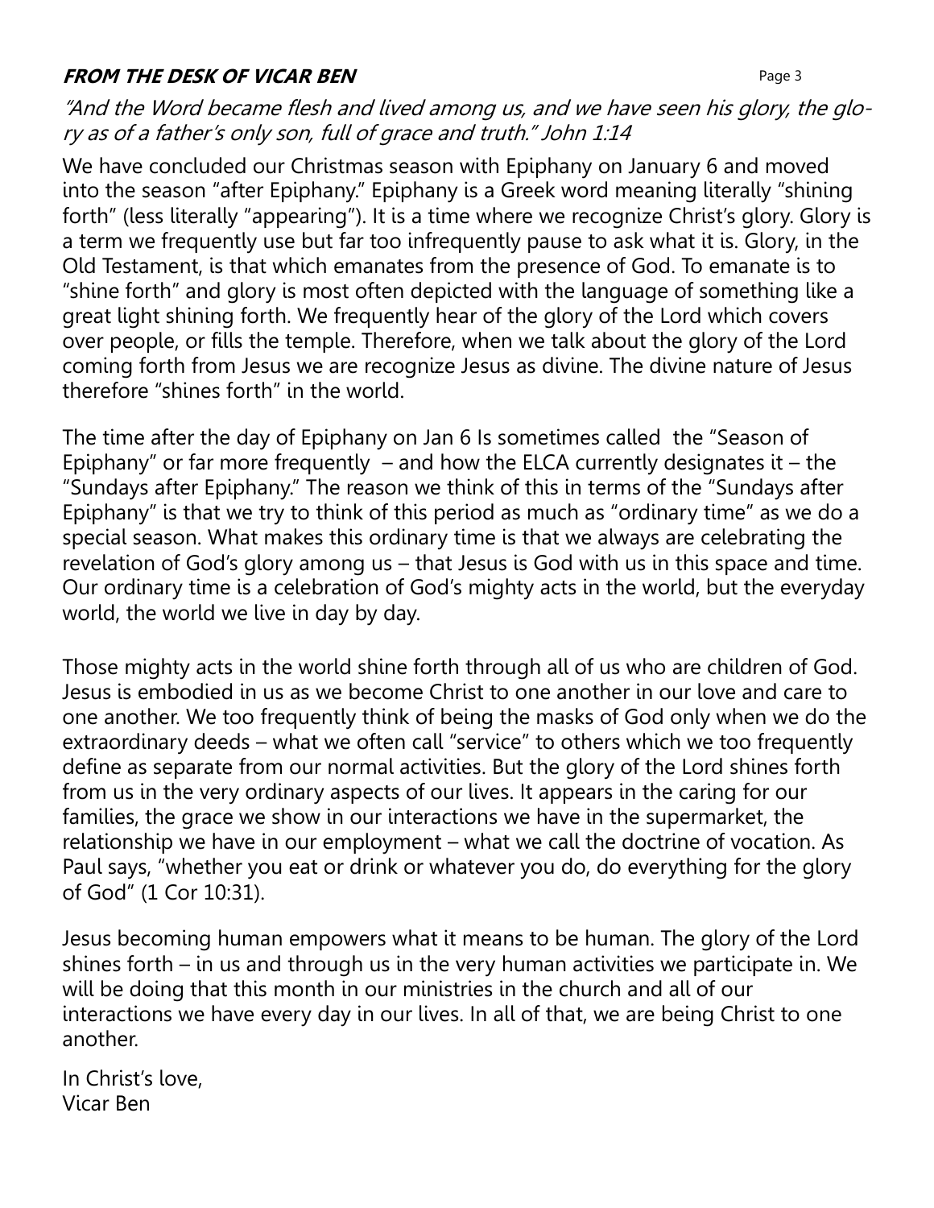## FROM THE DESK OF VICAR BEN

*"And the Word became flesh and lived among us, and we have seen his glory, the glory as of a father's only son, full of grace and truth." John 1:14*

We have concluded our Christmas season with Epiphany on January 6 and moved into the season "after Epiphany." Epiphany is a Greek word meaning literally "shining forth" (less literally "appearing"). It is a time where we recognize Christ's glory. Glory is a term we frequently use but far too infrequently pause to ask what it is. Glory, in the Old Testament, is that which emanates from the presence of God. To emanate is to "shine forth" and glory is most often depicted with the language of something like a great light shining forth. We frequently hear of the glory of the Lord which covers over people, or fills the temple. Therefore, when we talk about the glory of the Lord coming forth from Jesus we are recognize Jesus as divine. The divine nature of Jesus therefore "shines forth" in the world.

The time after the day of Epiphany on Jan 6 Is sometimes called the "Season of Epiphany" or far more frequently – and how the ELCA currently designates it – the "Sundays after Epiphany." The reason we think of this in terms of the "Sundays after Epiphany" is that we try to think of this period as much as "ordinary time" as we do a special season. What makes this ordinary time is that we always are celebrating the revelation of God's glory among us – that Jesus is God with us in this space and time. Our ordinary time is a celebration of God's mighty acts in the world, but the everyday world, the world we live in day by day.

Those mighty acts in the world shine forth through all of us who are children of God. Jesus is embodied in us as we become Christ to one another in our love and care to one another. We too frequently think of being the masks of God only when we do the extraordinary deeds – what we often call "service" to others which we too frequently define as separate from our normal activities. But the glory of the Lord shines forth from us in the very ordinary aspects of our lives. It appears in the caring for our families, the grace we show in our interactions we have in the supermarket, the relationship we have in our employment – what we call the doctrine of vocation. As Paul says, "whether you eat or drink or whatever you do, do everything for the glory of God" (1 Cor 10:31).

Jesus becoming human empowers what it means to be human. The glory of the Lord shines forth – in us and through us in the very human activities we participate in. We will be doing that this month in our ministries in the church and all of our interactions we have every day in our lives. In all of that, we are being Christ to one another.

In Christ's love,
Vicar Ben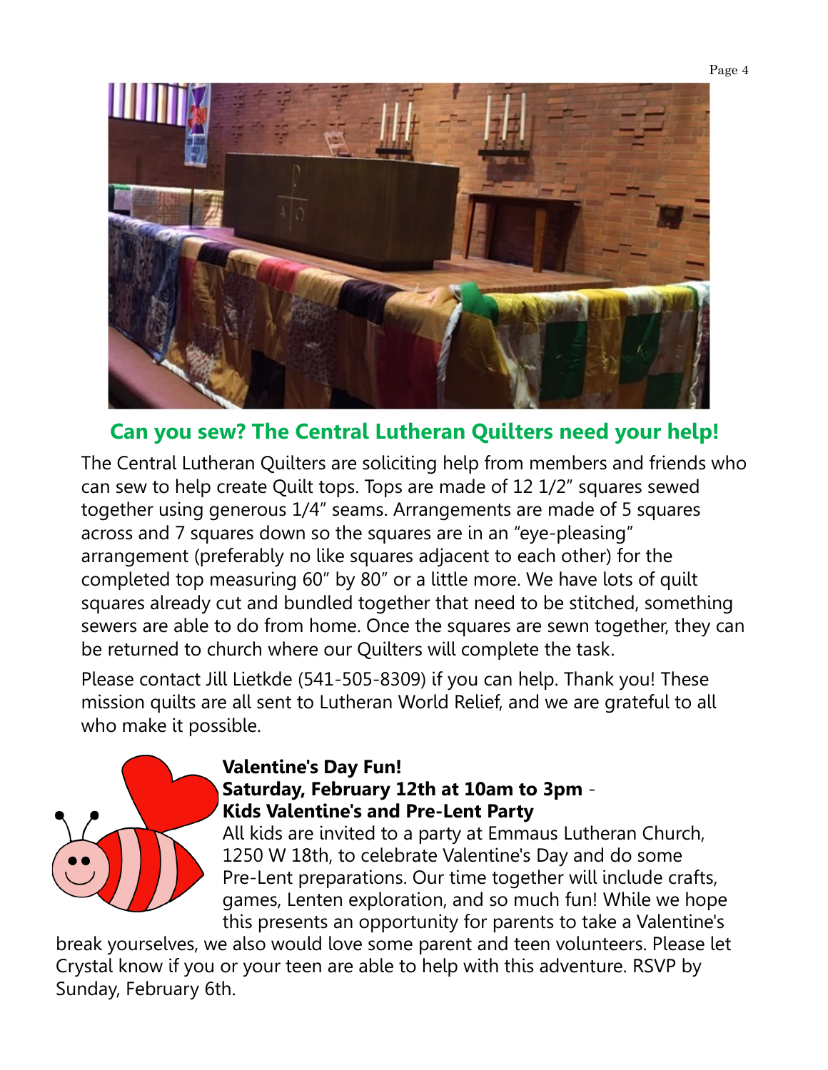## Can you sew? The Central Lutheran Quilters need your help!

The Central Lutheran Quilters are soliciting help from members and friends who can sew to help create Quilt tops. Tops are made of 12 1/2" squares sewed together using generous 1/4" seams. Arrangements are made of 5 squares across and 7 squares down so the squares are in an "eye-pleasing" arrangement (preferably no like squares adjacent to each other) for the completed top measuring 60" by 80" or a little more. We have lots of quilt squares already cut and bundled together that need to be stitched, something sewers are able to do from home. Once the squares are sewn together, they can be returned to church where our Quilters will complete the task.

Please contact Jill Lietkde (541-505-8309) if you can help. Thank you! These mission quilts are all sent to Lutheran World Relief, and we are grateful to all who make it possible.

**Valentine's Day Fun!**
**Saturday, February 12th at 10am to 3pm** - **Kids Valentine's and Pre-Lent Party**

All kids are invited to a party at Emmaus Lutheran Church, 1250 W 18th, to celebrate Valentine's Day and do some Pre-Lent preparations. Our time together will include crafts, games, Lenten exploration, and so much fun! While we hope this presents an opportunity for parents to take a Valentine's break yourselves, we also would love some parent and teen volunteers. Please let Crystal know if you or your teen are able to help with this adventure. RSVP by Sunday, February 6th.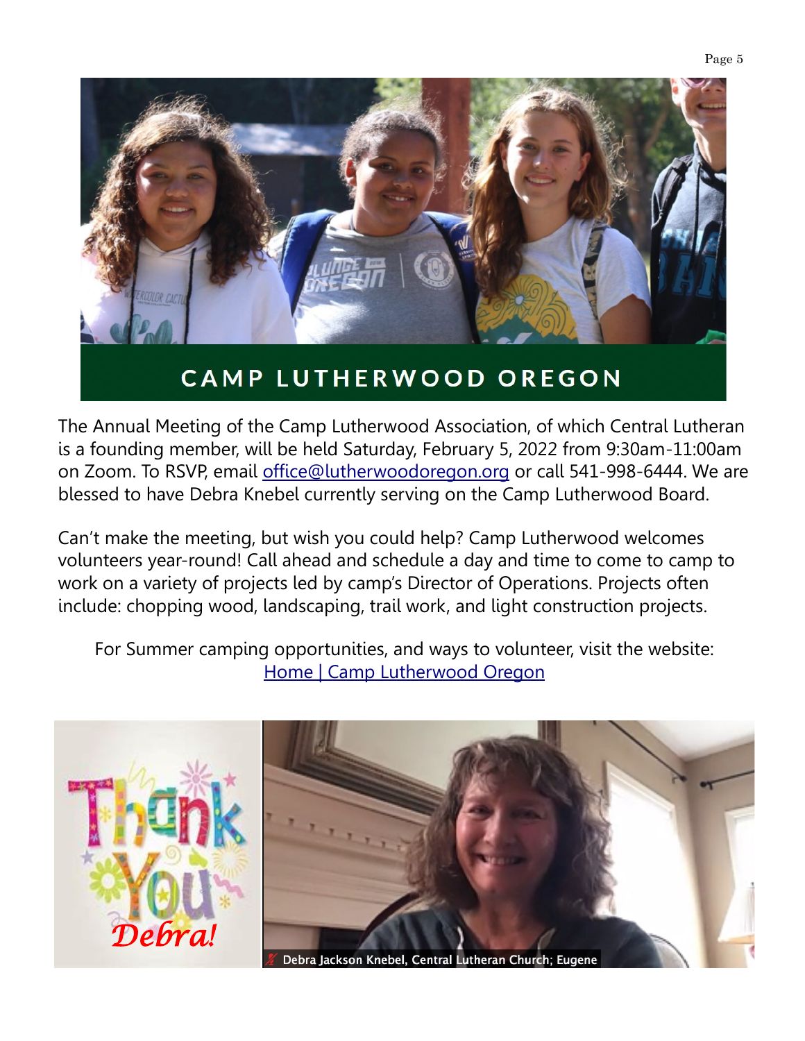# CAMP LUTHERWOOD OREGON

The Annual Meeting of the Camp Lutherwood Association, of which Central Lutheran is a founding member, will be held Saturday, February 5, 2022 from 9:30am-11:00am on Zoom. To RSVP, email [office@lutherwoodoregon.org](mailto:office@lutherwoodoregon.org) or call 541-998-6444. We are blessed to have Debra Knebel currently serving on the Camp Lutherwood Board.

Can't make the meeting, but wish you could help? Camp Lutherwood welcomes volunteers year-round! Call ahead and schedule a day and time to come to camp to work on a variety of projects led by camp's Director of Operations. Projects often include: chopping wood, landscaping, trail work, and light construction projects.

For Summer camping opportunities, and ways to volunteer, visit the website: [Home | Camp Lutherwood Oregon]

Thank You Debra!

Debra Jackson Knebel, Central Lutheran Church; Eugene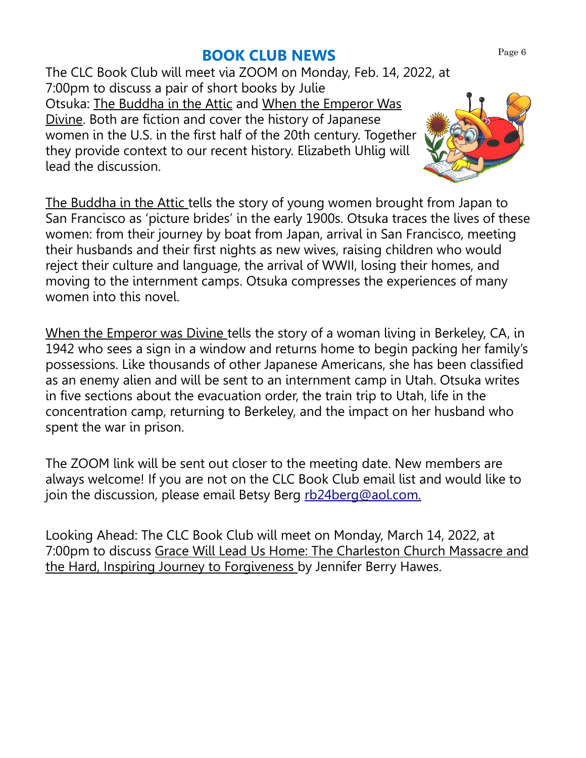## BOOK CLUB NEWS

The CLC Book Club will meet via ZOOM on Monday, Feb. 14, 2022, at 7:00pm to discuss a pair of short books by Julie Otsuka: The Buddha in the Attic and When the Emperor Was Divine. Both are fiction and cover the history of Japanese women in the U.S. in the first half of the 20th century. Together they provide context to our recent history. Elizabeth Uhlig will lead the discussion.

The Buddha in the Attic tells the story of young women brought from Japan to San Francisco as 'picture brides' in the early 1900s. Otsuka traces the lives of these women: from their journey by boat from Japan, arrival in San Francisco, meeting their husbands and their first nights as new wives, raising children who would reject their culture and language, the arrival of WWII, losing their homes, and moving to the internment camps. Otsuka compresses the experiences of many women into this novel.

When the Emperor was Divine tells the story of a woman living in Berkeley, CA, in 1942 who sees a sign in a window and returns home to begin packing her family's possessions. Like thousands of other Japanese Americans, she has been classified as an enemy alien and will be sent to an internment camp in Utah. Otsuka writes in five sections about the evacuation order, the train trip to Utah, life in the concentration camp, returning to Berkeley, and the impact on her husband who spent the war in prison.

The ZOOM link will be sent out closer to the meeting date. New members are always welcome! If you are not on the CLC Book Club email list and would like to join the discussion, please email Betsy Berg rb24berg@aol.com.

Looking Ahead: The CLC Book Club will meet on Monday, March 14, 2022, at 7:00pm to discuss Grace Will Lead Us Home: The Charleston Church Massacre and the Hard, Inspiring Journey to Forgiveness by Jennifer Berry Hawes.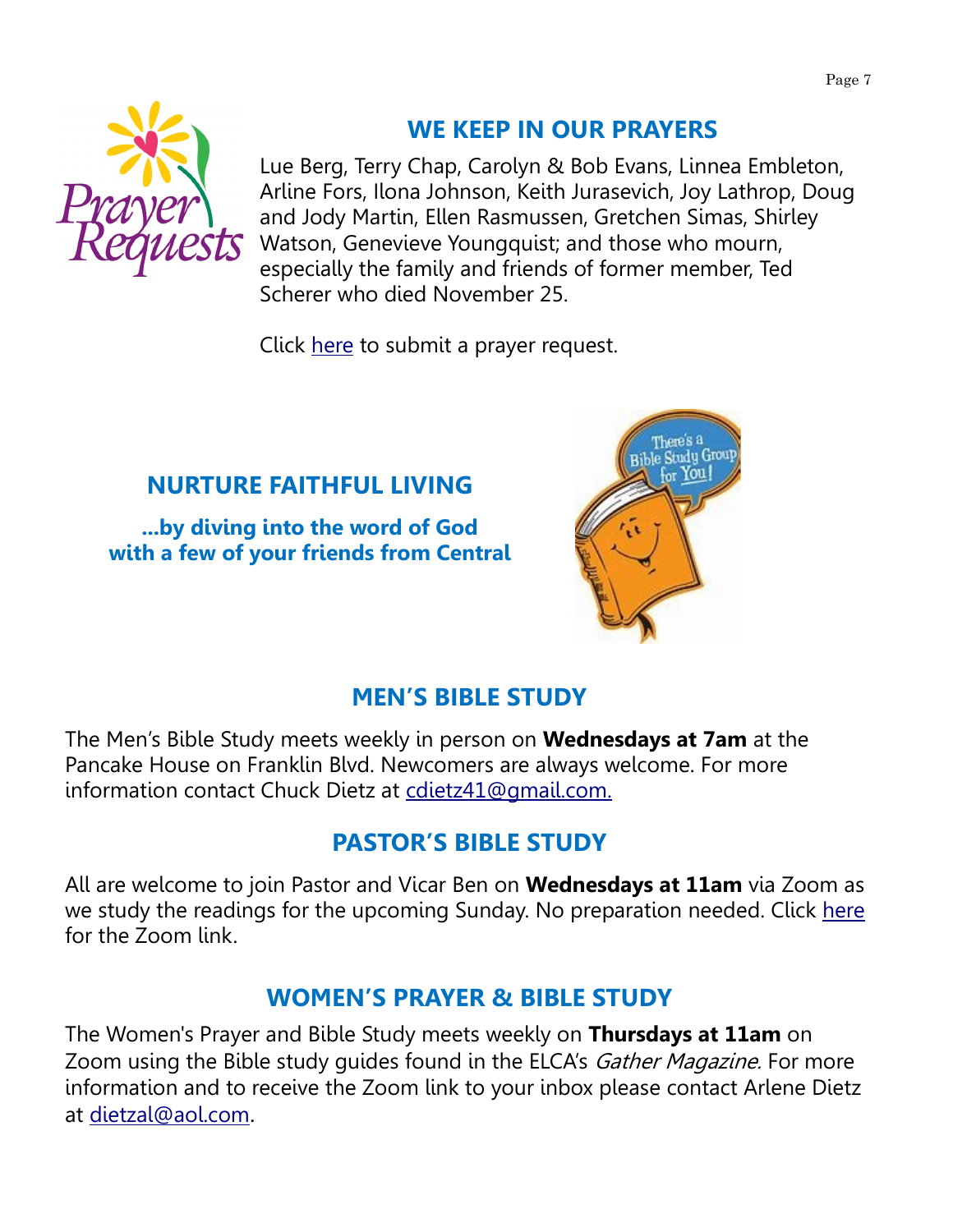## WE KEEP IN OUR PRAYERS

Lue Berg, Terry Chap, Carolyn & Bob Evans, Linnea Embleton, Arline Fors, Ilona Johnson, Keith Jurasevich, Joy Lathrop, Doug and Jody Martin, Ellen Rasmussen, Gretchen Simas, Shirley Watson, Genevieve Youngquist; and those who mourn, especially the family and friends of former member, Ted Scherer who died November 25.

Click here to submit a prayer request.

## NURTURE FAITHFUL LIVING

**...by diving into the word of God with a few of your friends from Central**

## MEN'S BIBLE STUDY

The Men's Bible Study meets weekly in person on **Wednesdays at 7am** at the Pancake House on Franklin Blvd. Newcomers are always welcome. For more information contact Chuck Dietz at cdietz41@gmail.com.

## PASTOR'S BIBLE STUDY

All are welcome to join Pastor and Vicar Ben on **Wednesdays at 11am** via Zoom as we study the readings for the upcoming Sunday. No preparation needed. Click here for the Zoom link.

## WOMEN'S PRAYER & BIBLE STUDY

The Women's Prayer and Bible Study meets weekly on **Thursdays at 11am** on Zoom using the Bible study guides found in the ELCA's *Gather Magazine*. For more information and to receive the Zoom link to your inbox please contact Arlene Dietz at dietzal@aol.com.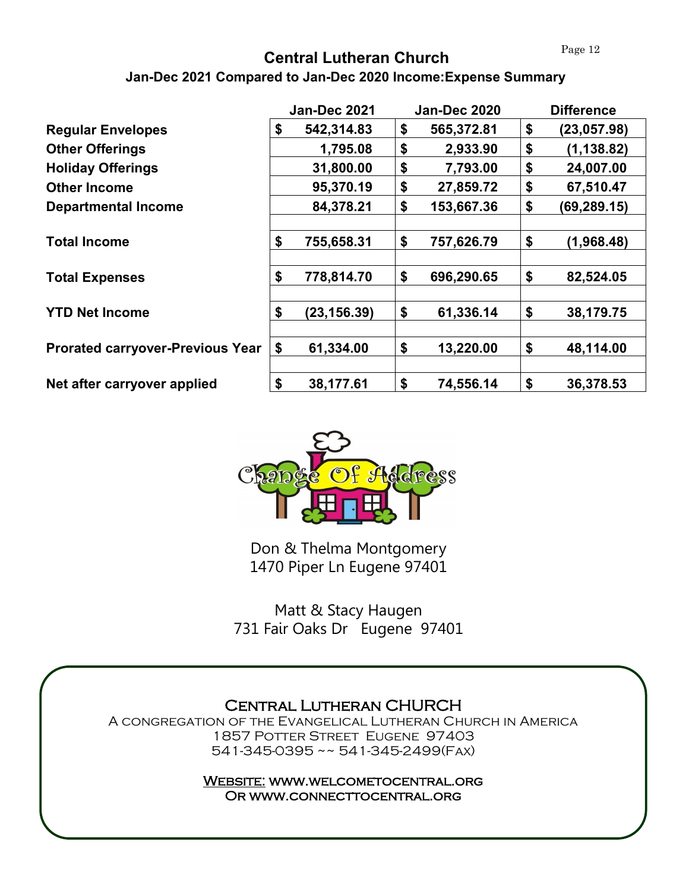## Central Lutheran Church

### Jan-Dec 2021 Compared to Jan-Dec 2020 Income:Expense Summary

| | Jan-Dec 2021 | Jan-Dec 2020 | Difference |
|---|---|---|---|
| **Regular Envelopes** | $ 542,314.83 | $ 565,372.81 | $ (23,057.98) |
| **Other Offerings** | 1,795.08 | $ 2,933.90 | $ (1,138.82) |
| **Holiday Offerings** | 31,800.00 | $ 7,793.00 | $ 24,007.00 |
| **Other Income** | 95,370.19 | $ 27,859.72 | $ 67,510.47 |
| **Departmental Income** | 84,378.21 | $ 153,667.36 | $ (69,289.15) |
| | | | |
| **Total Income** | $ 755,658.31 | $ 757,626.79 | $ (1,968.48) |
| | | | |
| **Total Expenses** | $ 778,814.70 | $ 696,290.65 | $ 82,524.05 |
| | | | |
| **YTD Net Income** | $ (23,156.39) | $ 61,336.14 | $ 38,179.75 |
| | | | |
| **Prorated carryover-Previous Year** | $ 61,334.00 | $ 13,220.00 | $ 48,114.00 |
| | | | |
| **Net after carryover applied** | $ 38,177.61 | $ 74,556.14 | $ 36,378.53 |

Change Of Address

Don & Thelma Montgomery
1470 Piper Ln Eugene 97401

Matt & Stacy Haugen
731 Fair Oaks Dr Eugene 97401

**Central Lutheran CHURCH**
A congregation of the Evangelical Lutheran Church in America
1857 Potter Street Eugene 97403
541-345-0395 ~~ 541-345-2499(Fax)

Website: www.welcometocentral.org
Or www.connecttocentral.org